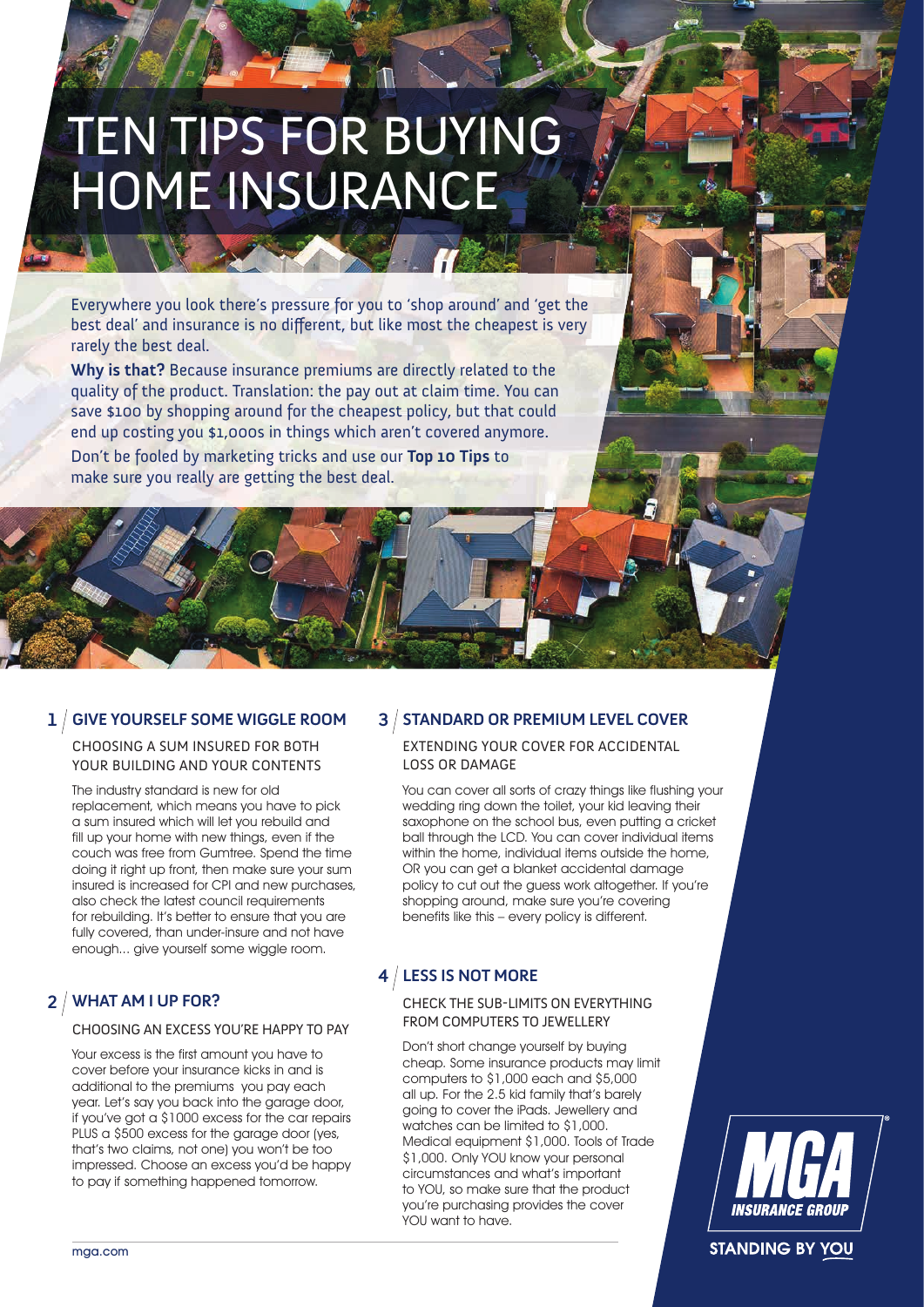# TEN TIPS FOR BUYING HOME INSURANCE

Everywhere you look there's pressure for you to 'shop around' and 'get the best deal' and insurance is no different, but like most the cheapest is very rarely the best deal.

**Why is that?** Because insurance premiums are directly related to the quality of the product. Translation: the pay out at claim time. You can save $100 by shopping around for the cheapest policy, but that could end up costing you $1,000s in things which aren't covered anymore.

Don't be fooled by marketing tricks and use our **Top 10 Tips** to make sure you really are getting the best deal.

## 1 / GIVE YOURSELF SOME WIGGLE ROOM

### CHOOSING A SUM INSURED FOR BOTH YOUR BUILDING AND YOUR CONTENTS

The industry standard is new for old replacement, which means you have to pick a sum insured which will let you rebuild and fill up your home with new things, even if the couch was free from Gumtree. Spend the time doing it right up front, then make sure your sum insured is increased for CPI and new purchases, also check the latest council requirements for rebuilding. It's better to ensure that you are fully covered, than under-insure and not have enough... give yourself some wiggle room.

## 2 / WHAT AM I UP FOR?

### CHOOSING AN EXCESS YOU'RE HAPPY TO PAY

Your excess is the first amount you have to cover before your insurance kicks in and is additional to the premiums you pay each year. Let's say you back into the garage door, if you've got a $1000 excess for the car repairs PLUS a $500 excess for the garage door (yes, that's two claims, not one) you won't be too impressed. Choose an excess you'd be happy to pay if something happened tomorrow.

## 3 / STANDARD OR PREMIUM LEVEL COVER

### EXTENDING YOUR COVER FOR ACCIDENTAL LOSS OR DAMAGE

You can cover all sorts of crazy things like flushing your wedding ring down the toilet, your kid leaving their saxophone on the school bus, even putting a cricket ball through the LCD. You can cover individual items within the home, individual items outside the home, OR you can get a blanket accidental damage policy to cut out the guess work altogether. If you're shopping around, make sure you're covering benefits like this – every policy is different.

## 4 / LESS IS NOT MORE

### CHECK THE SUB-LIMITS ON EVERYTHING FROM COMPUTERS TO JEWELLERY

Don't short change yourself by buying cheap. Some insurance products may limit computers to $1,000 each and $5,000 all up. For the 2.5 kid family that's barely going to cover the iPads. Jewellery and watches can be limited to $1,000. Medical equipment $1,000. Tools of Trade $1,000. Only YOU know your personal circumstances and what's important to YOU, so make sure that the product you're purchasing provides the cover YOU want to have.

MGA INSURANCE GROUP

STANDING BY YOU

mga.com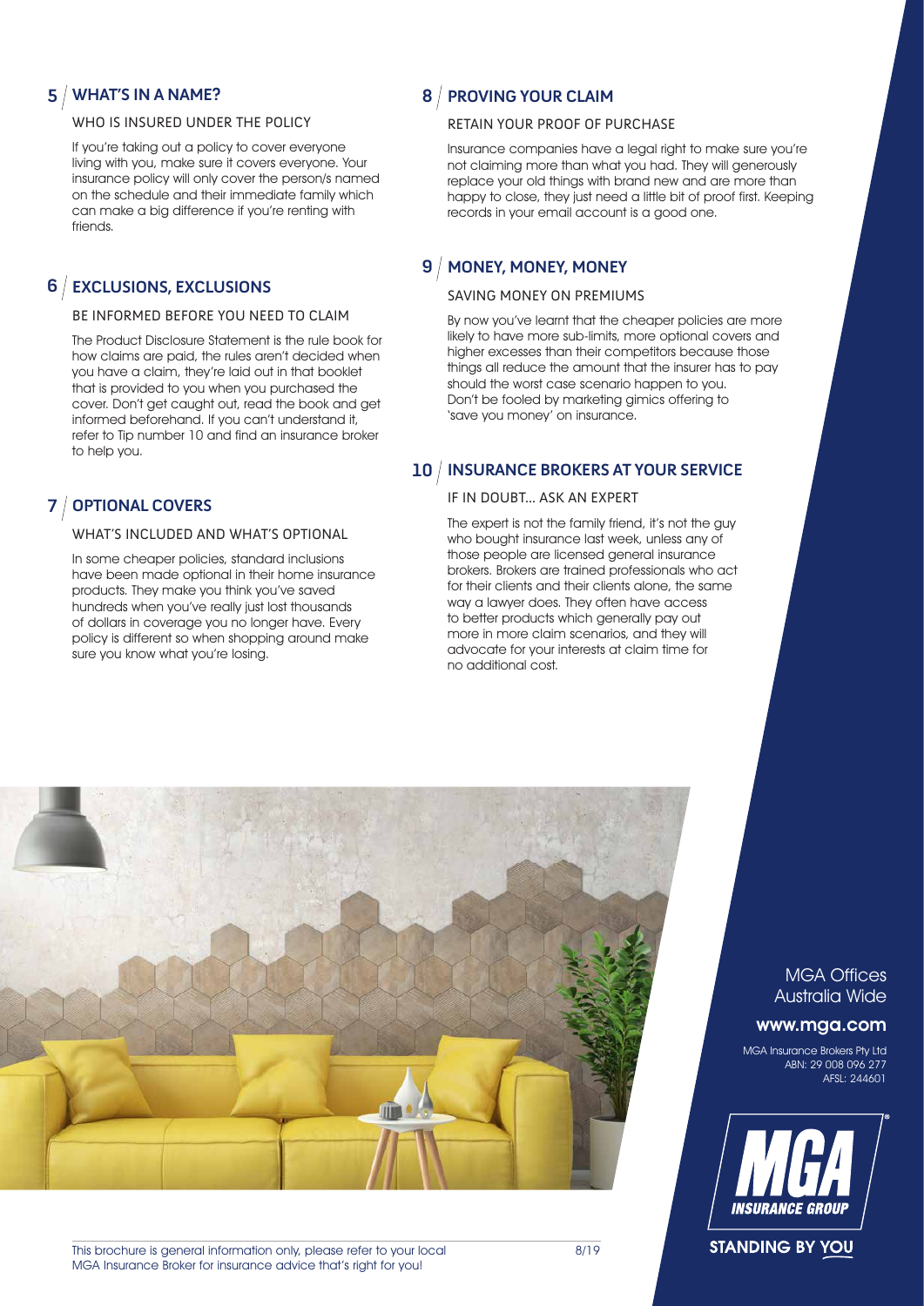## 5 / WHAT'S IN A NAME?

### WHO IS INSURED UNDER THE POLICY

If you're taking out a policy to cover everyone living with you, make sure it covers everyone. Your insurance policy will only cover the person/s named on the schedule and their immediate family which can make a big difference if you're renting with friends.

## 6 / EXCLUSIONS, EXCLUSIONS

### BE INFORMED BEFORE YOU NEED TO CLAIM

The Product Disclosure Statement is the rule book for how claims are paid, the rules aren't decided when you have a claim, they're laid out in that booklet that is provided to you when you purchased the cover. Don't get caught out, read the book and get informed beforehand. If you can't understand it, refer to Tip number 10 and find an insurance broker to help you.

## 7 / OPTIONAL COVERS

### WHAT'S INCLUDED AND WHAT'S OPTIONAL

In some cheaper policies, standard inclusions have been made optional in their home insurance products. They make you think you've saved hundreds when you've really just lost thousands of dollars in coverage you no longer have. Every policy is different so when shopping around make sure you know what you're losing.

## 8 / PROVING YOUR CLAIM

### RETAIN YOUR PROOF OF PURCHASE

Insurance companies have a legal right to make sure you're not claiming more than what you had. They will generously replace your old things with brand new and are more than happy to close, they just need a little bit of proof first. Keeping records in your email account is a good one.

## 9 / MONEY, MONEY, MONEY

### SAVING MONEY ON PREMIUMS

By now you've learnt that the cheaper policies are more likely to have more sub-limits, more optional covers and higher excesses than their competitors because those things all reduce the amount that the insurer has to pay should the worst case scenario happen to you. Don't be fooled by marketing gimics offering to 'save you money' on insurance.

## 10 / INSURANCE BROKERS AT YOUR SERVICE

### IF IN DOUBT... ASK AN EXPERT

The expert is not the family friend, it's not the guy who bought insurance last week, unless any of those people are licensed general insurance brokers. Brokers are trained professionals who act for their clients and their clients alone, the same way a lawyer does. They often have access to better products which generally pay out more in more claim scenarios, and they will advocate for your interests at claim time for no additional cost.

MGA Offices Australia Wide

**www.mga.com**

MGA Insurance Brokers Pty Ltd
ABN: 29 008 096 277
AFSL: 244601

MGA INSURANCE GROUP

**STANDING BY YOU**

This brochure is general information only, please refer to your local MGA Insurance Broker for insurance advice that's right for you!

8/19